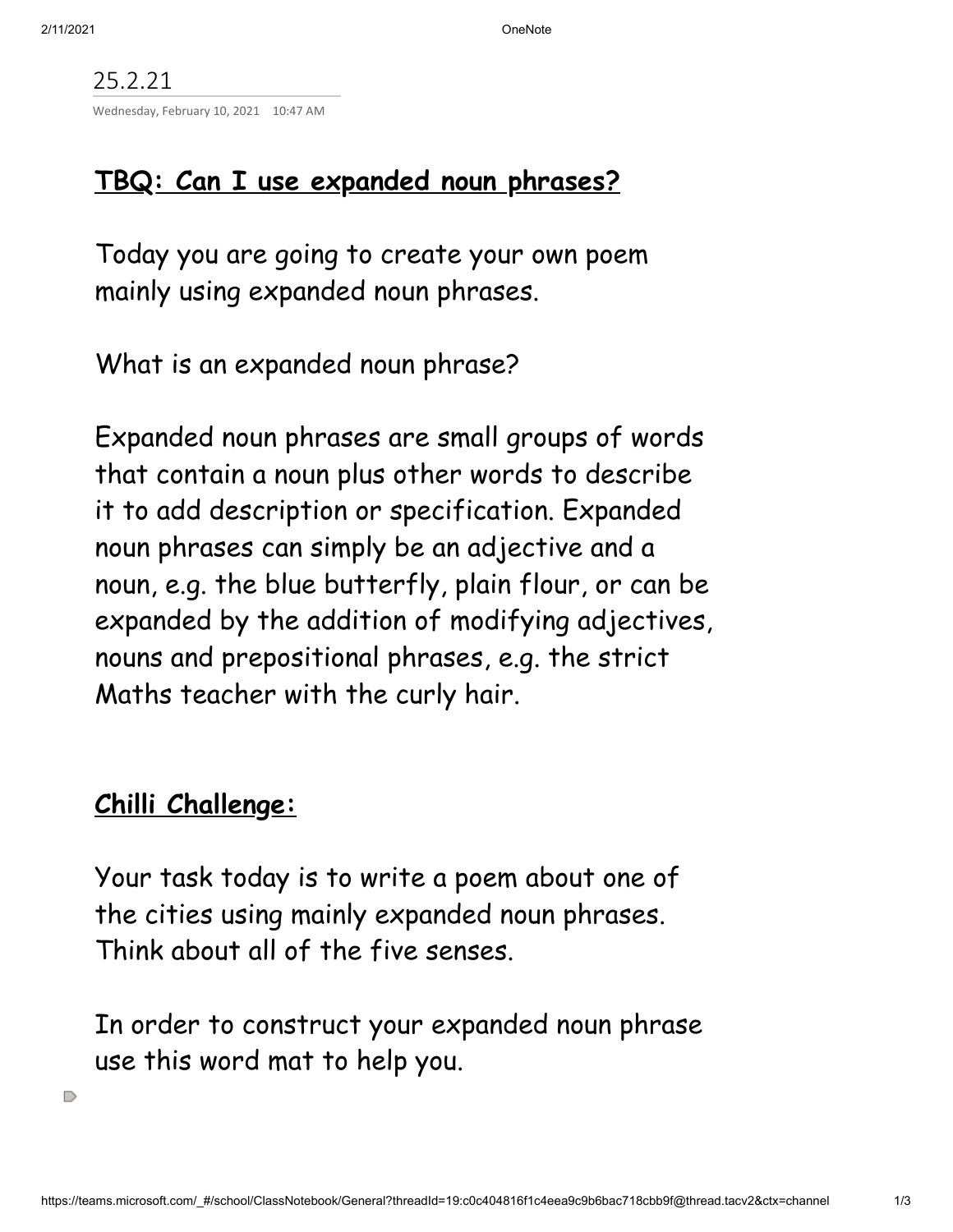25.2.21

Wednesday, February 10, 2021 10:47 AM

## **TBQ: Can I use expanded noun phrases?**

Today you are going to create your own poem mainly using expanded noun phrases.

What is an expanded noun phrase?

Expanded noun phrases are small groups of words that contain a noun plus other words to describe it to add description or specification. Expanded noun phrases can simply be an adjective and a noun, e.g. the blue butterfly, plain flour, or can be expanded by the addition of modifying adjectives, nouns and prepositional phrases, e.g. the strict Maths teacher with the curly hair.

## **Chilli Challenge:**

Your task today is to write a poem about one of the cities using mainly expanded noun phrases. Think about all of the five senses.

In order to construct your expanded noun phrase use this word mat to help you.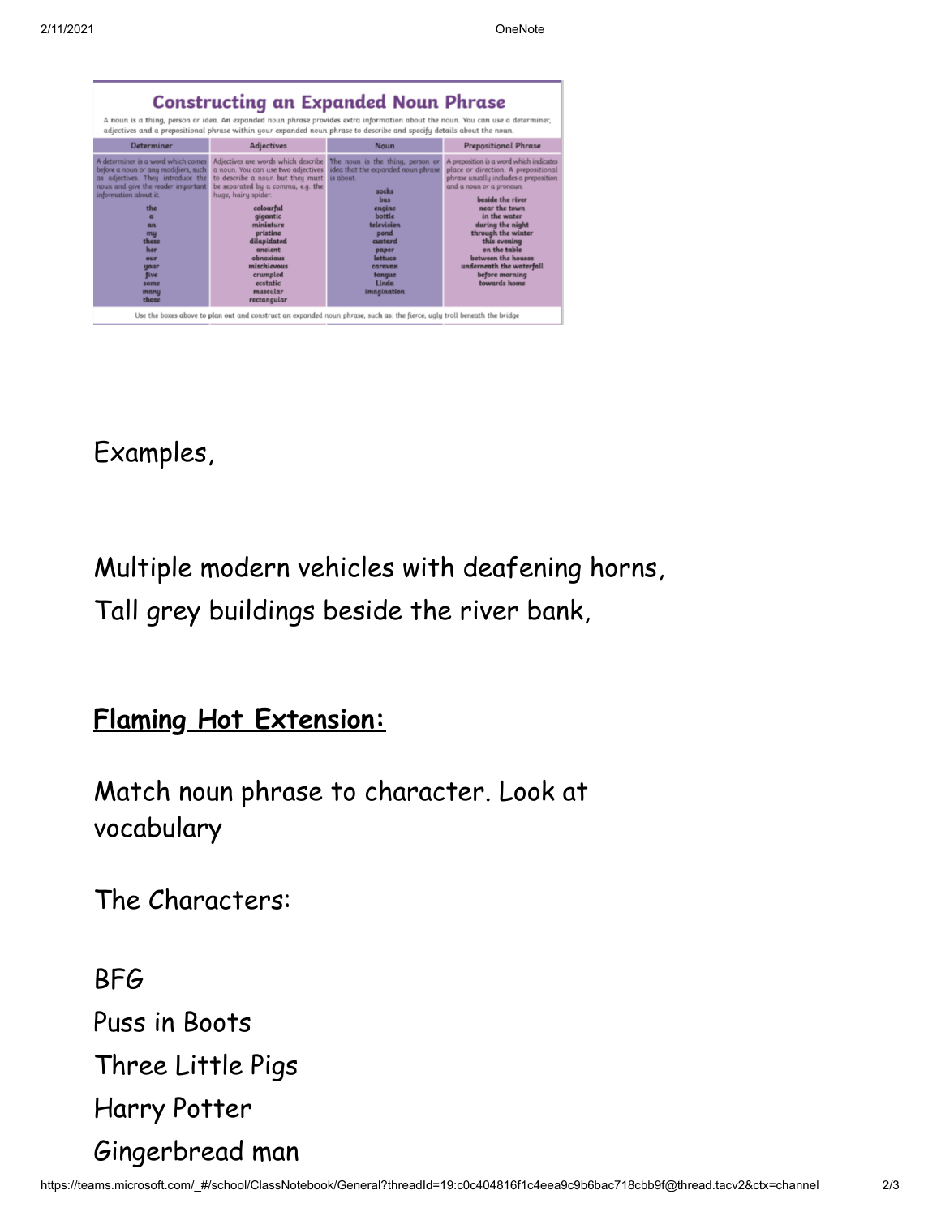## Constructing an Expanded Noun Phrase

A noun is a thing, person or idea. An expanded noun phrase provides extra information about the noun. You can use a determiner, adjectives and a prepositional phrase within your expanded noun phrase to describe and specify details about the noun.

| Determiner | Adjectives | Noun | Prepositional Phrase |
|---|---|---|---|
| A determiner is a word which comes before a noun or any modifiers, such as adjectives. They introduce the noun and give the reader important information about it. | Adjectives are words which describe a noun. You can use two adjectives to describe a noun but they must be separated by a comma, e.g. the huge, hairy spider. | The noun is the thing, person or idea that the expanded noun phrase is about. | A preposition is a word which indicates place or direction. A prepositional phrase usually includes a preposition and a noun or a pronoun. |
| the | colourful | socks | beside the river |
| a | gigantic | bus | near the town |
| an | miniature | engine | in the water |
| my | pristine | bottle | during the night |
| these | dilapidated | television | through the winter |
| her | ancient | pond | this evening |
| our | obnoxious | custard | on the table |
| your | mischievous | paper | between the houses |
| five | crumpled | lettuce | underneath the waterfall |
| some | ecstatic | caravan | before morning |
| many | muscular | tongue | towards home |
| those | rectangular | Linda | |
| | | imagination | |

Use the boxes above to plan out and construct an expanded noun phrase, such as: the fierce, ugly troll beneath the bridge

Examples,

Multiple modern vehicles with deafening horns,
Tall grey buildings beside the river bank,

## **Flaming Hot Extension:**

Match noun phrase to character. Look at vocabulary

The Characters:

BFG
Puss in Boots
Three Little Pigs
Harry Potter
Gingerbread man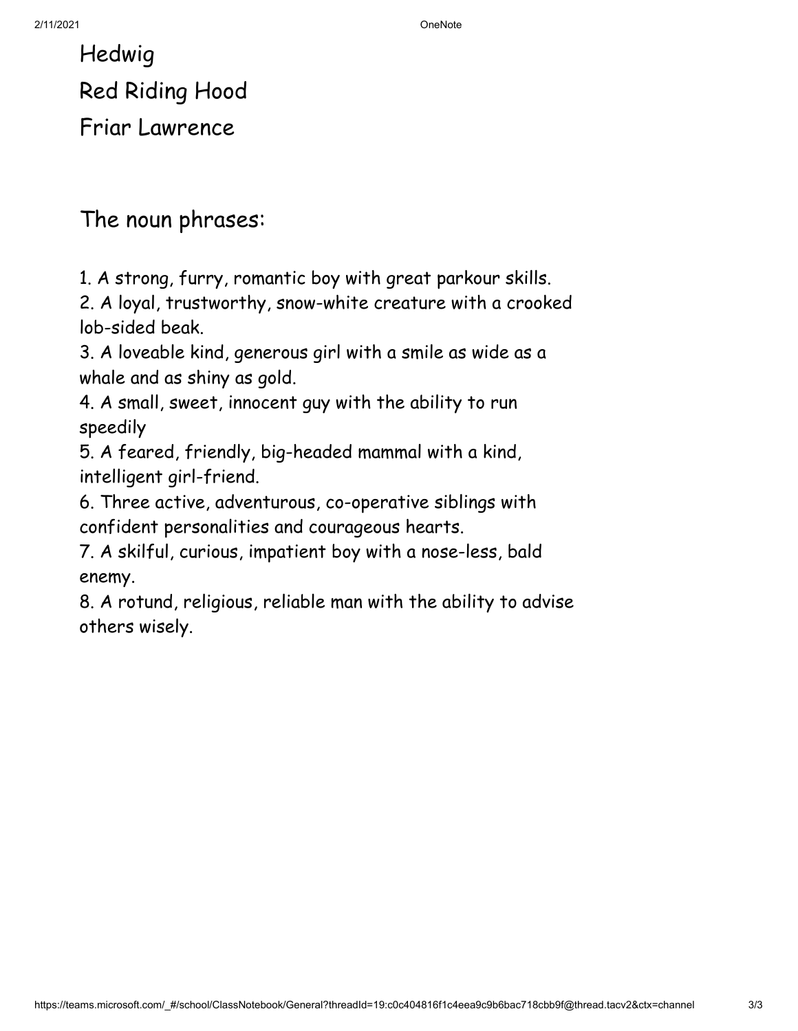Hedwig

Red Riding Hood

Friar Lawrence

The noun phrases:

1. A strong, furry, romantic boy with great parkour skills.
2. A loyal, trustworthy, snow-white creature with a crooked lob-sided beak.
3. A loveable kind, generous girl with a smile as wide as a whale and as shiny as gold.
4. A small, sweet, innocent guy with the ability to run speedily
5. A feared, friendly, big-headed mammal with a kind, intelligent girl-friend.
6. Three active, adventurous, co-operative siblings with confident personalities and courageous hearts.
7. A skilful, curious, impatient boy with a nose-less, bald enemy.
8. A rotund, religious, reliable man with the ability to advise others wisely.